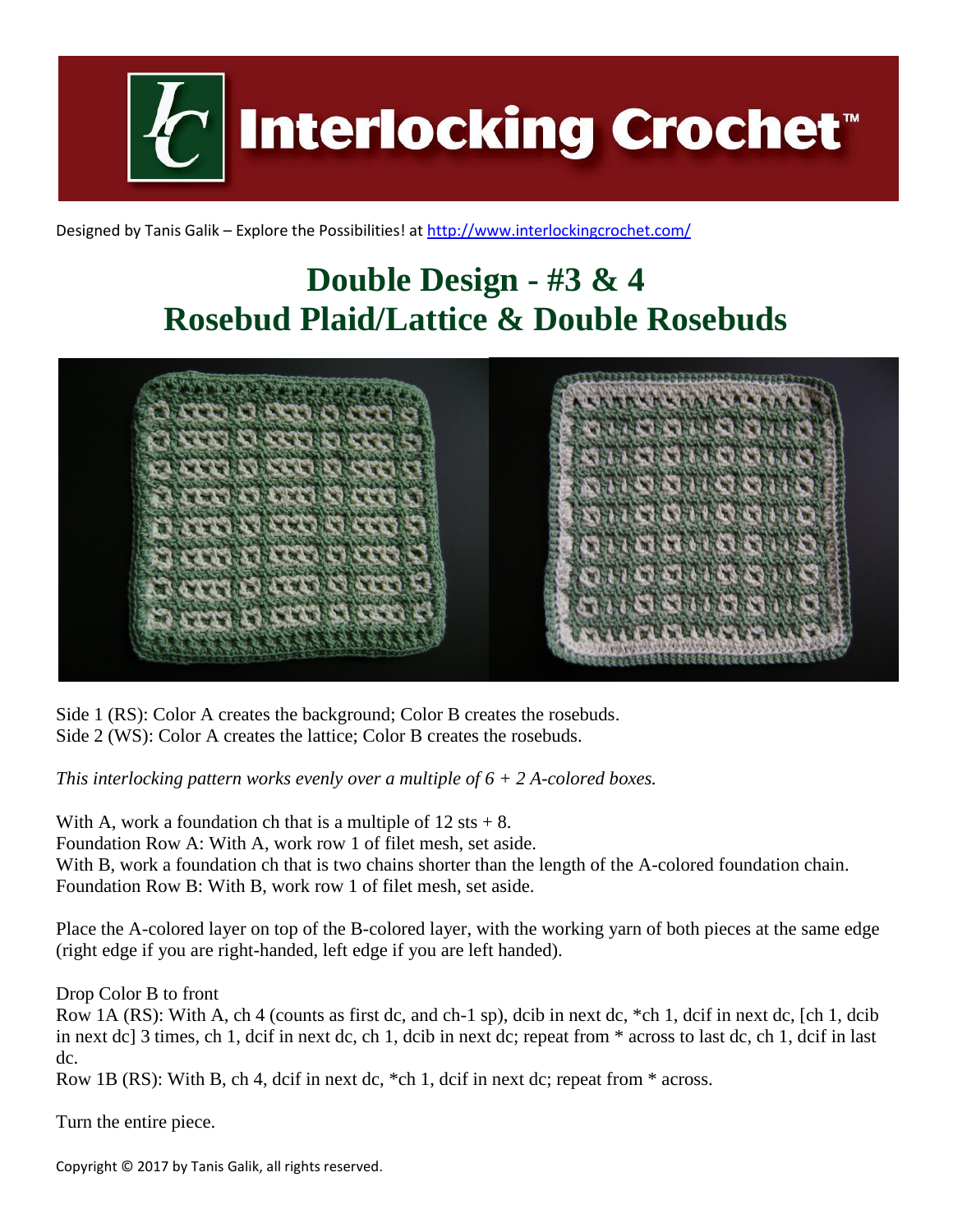Interlocking Crochet™

Designed by Tanis Galik – Explore the Possibilities! at http://www.interlockingcrochet.com/

# Double Design - #3 & 4
# Rosebud Plaid/Lattice & Double Rosebuds

Side 1 (RS): Color A creates the background; Color B creates the rosebuds.
Side 2 (WS): Color A creates the lattice; Color B creates the rosebuds.

*This interlocking pattern works evenly over a multiple of 6 + 2 A-colored boxes.*

With A, work a foundation ch that is a multiple of 12 sts + 8.
Foundation Row A: With A, work row 1 of filet mesh, set aside.
With B, work a foundation ch that is two chains shorter than the length of the A-colored foundation chain.
Foundation Row B: With B, work row 1 of filet mesh, set aside.

Place the A-colored layer on top of the B-colored layer, with the working yarn of both pieces at the same edge (right edge if you are right-handed, left edge if you are left handed).

Drop Color B to front
Row 1A (RS): With A, ch 4 (counts as first dc, and ch-1 sp), dcib in next dc, *ch 1, dcif in next dc, [ch 1, dcib in next dc] 3 times, ch 1, dcif in next dc, ch 1, dcib in next dc; repeat from * across to last dc, ch 1, dcif in last dc.
Row 1B (RS): With B, ch 4, dcif in next dc, *ch 1, dcif in next dc; repeat from * across.

Turn the entire piece.

Copyright © 2017 by Tanis Galik, all rights reserved.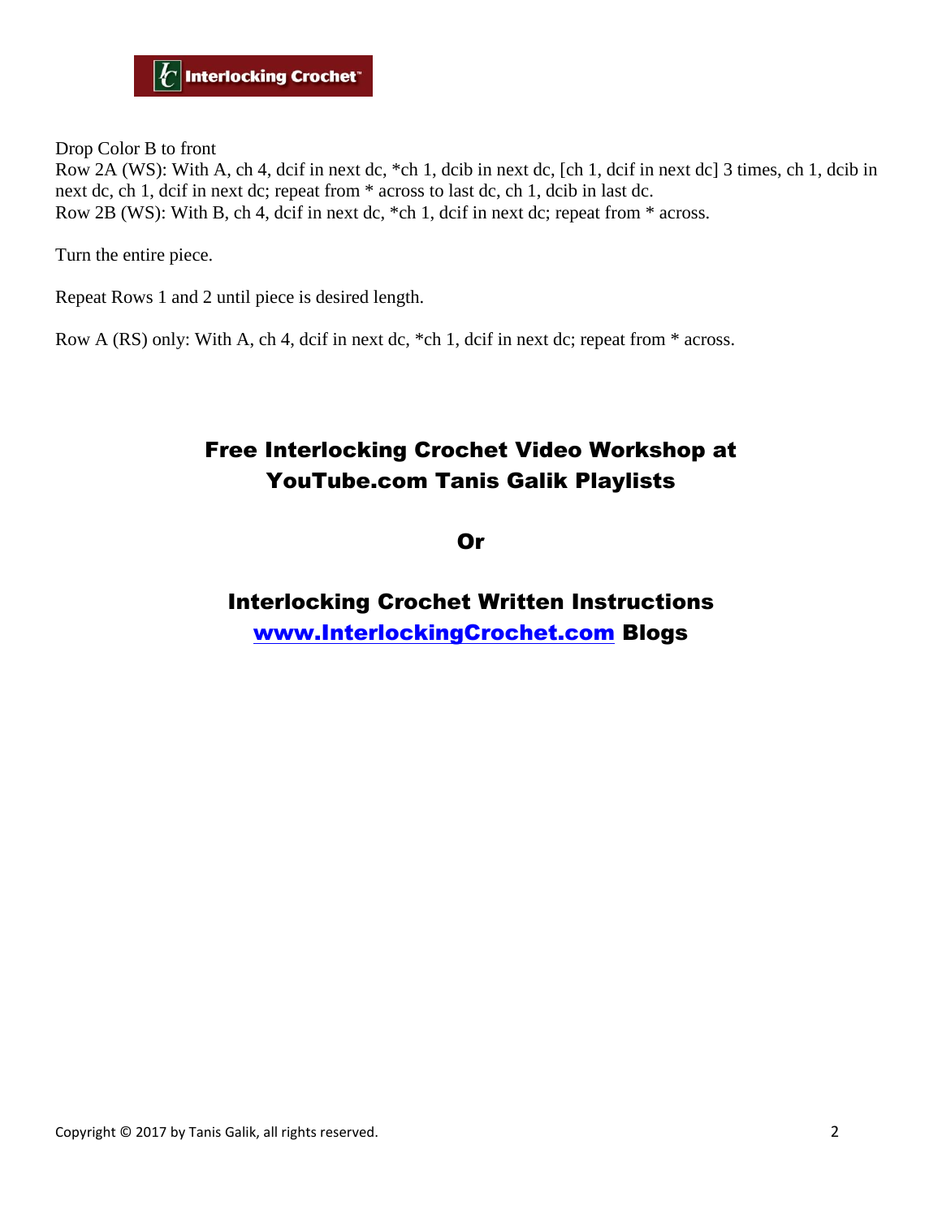Drop Color B to front
Row 2A (WS): With A, ch 4, dcif in next dc, *ch 1, dcib in next dc, [ch 1, dcif in next dc] 3 times, ch 1, dcib in next dc, ch 1, dcif in next dc; repeat from * across to last dc, ch 1, dcib in last dc.
Row 2B (WS): With B, ch 4, dcif in next dc, *ch 1, dcif in next dc; repeat from * across.

Turn the entire piece.

Repeat Rows 1 and 2 until piece is desired length.

Row A (RS) only: With A, ch 4, dcif in next dc, *ch 1, dcif in next dc; repeat from * across.

## Free Interlocking Crochet Video Workshop at YouTube.com Tanis Galik Playlists

## Or

## Interlocking Crochet Written Instructions [www.InterlockingCrochet.com](http://www.InterlockingCrochet.com) Blogs

Copyright © 2017 by Tanis Galik, all rights reserved.